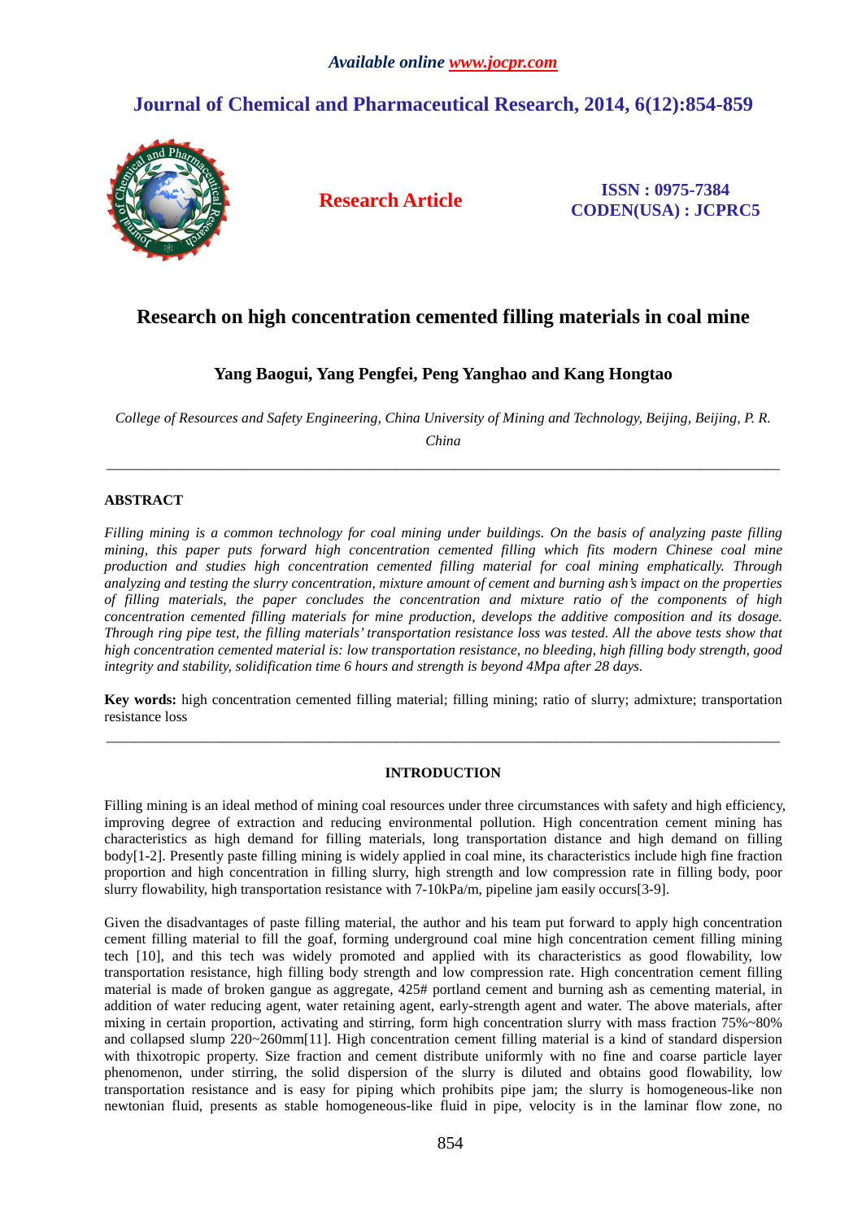# Research on high concentration cemented filling materials in coal mine

**Yang Baogui, Yang Pengfei, Peng Yanghao and Kang Hongtao**

*College of Resources and Safety Engineering, China University of Mining and Technology, Beijing, Beijing, P. R. China*

---

## ABSTRACT

*Filling mining is a common technology for coal mining under buildings. On the basis of analyzing paste filling mining, this paper puts forward high concentration cemented filling which fits modern Chinese coal mine production and studies high concentration cemented filling material for coal mining emphatically. Through analyzing and testing the slurry concentration, mixture amount of cement and burning ash's impact on the properties of filling materials, the paper concludes the concentration and mixture ratio of the components of high concentration cemented filling materials for mine production, develops the additive composition and its dosage. Through ring pipe test, the filling materials' transportation resistance loss was tested. All the above tests show that high concentration cemented material is: low transportation resistance, no bleeding, high filling body strength, good integrity and stability, solidification time 6 hours and strength is beyond 4Mpa after 28 days.*

**Key words:** high concentration cemented filling material; filling mining; ratio of slurry; admixture; transportation resistance loss

---

## INTRODUCTION

Filling mining is an ideal method of mining coal resources under three circumstances with safety and high efficiency, improving degree of extraction and reducing environmental pollution. High concentration cement mining has characteristics as high demand for filling materials, long transportation distance and high demand on filling body[1-2]. Presently paste filling mining is widely applied in coal mine, its characteristics include high fine fraction proportion and high concentration in filling slurry, high strength and low compression rate in filling body, poor slurry flowability, high transportation resistance with 7-10kPa/m, pipeline jam easily occurs[3-9].

Given the disadvantages of paste filling material, the author and his team put forward to apply high concentration cement filling material to fill the goaf, forming underground coal mine high concentration cement filling mining tech [10], and this tech was widely promoted and applied with its characteristics as good flowability, low transportation resistance, high filling body strength and low compression rate. High concentration cement filling material is made of broken gangue as aggregate, 425# portland cement and burning ash as cementing material, in addition of water reducing agent, water retaining agent, early-strength agent and water. The above materials, after mixing in certain proportion, activating and stirring, form high concentration slurry with mass fraction 75%~80% and collapsed slump 220~260mm[11]. High concentration cement filling material is a kind of standard dispersion with thixotropic property. Size fraction and cement distribute uniformly with no fine and coarse particle layer phenomenon, under stirring, the solid dispersion of the slurry is diluted and obtains good flowability, low transportation resistance and is easy for piping which prohibits pipe jam; the slurry is homogeneous-like non newtonian fluid, presents as stable homogeneous-like fluid in pipe, velocity is in the laminar flow zone, no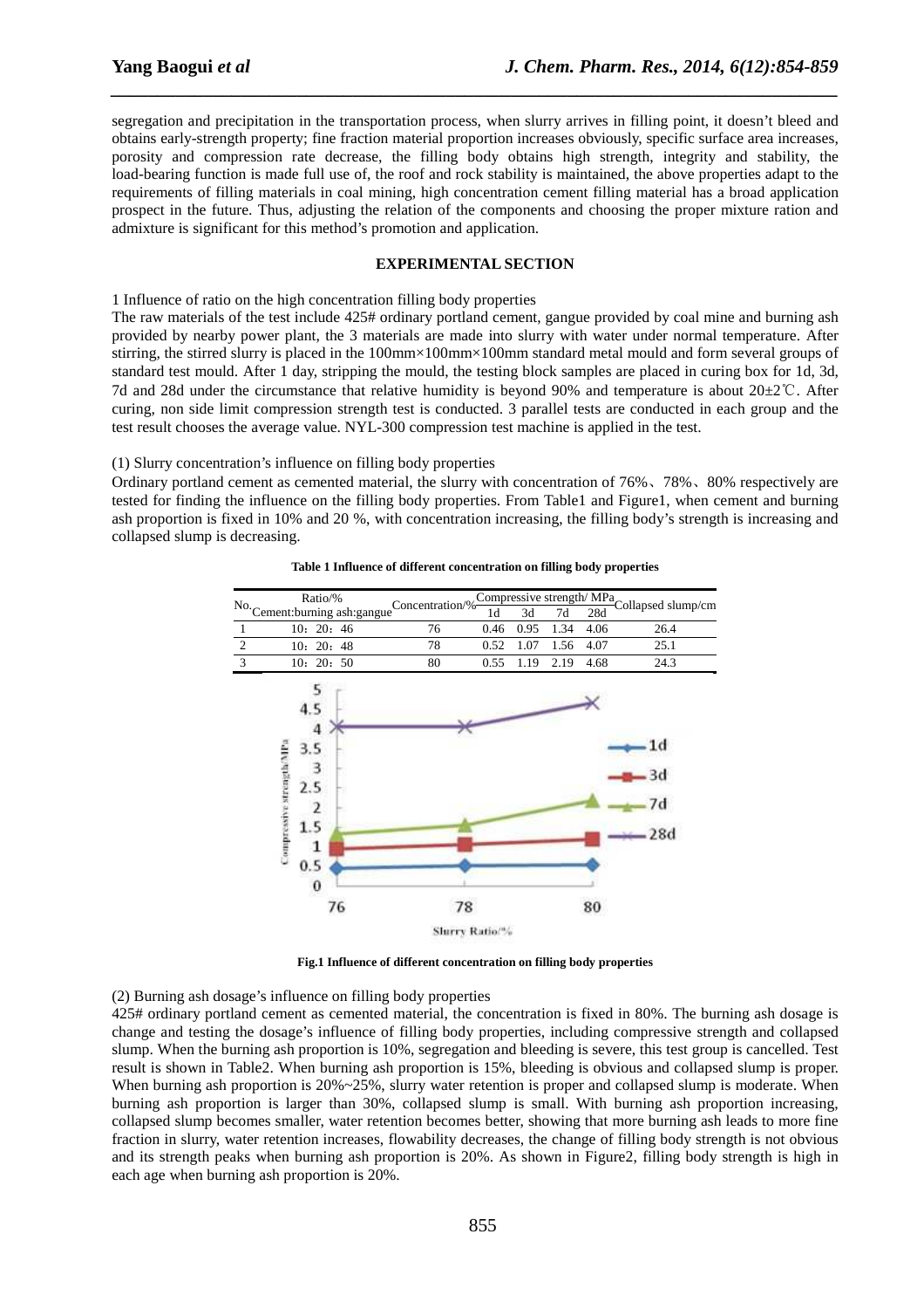segregation and precipitation in the transportation process, when slurry arrives in filling point, it doesn't bleed and obtains early-strength property; fine fraction material proportion increases obviously, specific surface area increases, porosity and compression rate decrease, the filling body obtains high strength, integrity and stability, the load-bearing function is made full use of, the roof and rock stability is maintained, the above properties adapt to the requirements of filling materials in coal mining, high concentration cement filling material has a broad application prospect in the future. Thus, adjusting the relation of the components and choosing the proper mixture ration and admixture is significant for this method's promotion and application.

## EXPERIMENTAL SECTION

1 Influence of ratio on the high concentration filling body properties

The raw materials of the test include 425# ordinary portland cement, gangue provided by coal mine and burning ash provided by nearby power plant, the 3 materials are made into slurry with water under normal temperature. After stirring, the stirred slurry is placed in the 100mm×100mm×100mm standard metal mould and form several groups of standard test mould. After 1 day, stripping the mould, the testing block samples are placed in curing box for 1d, 3d, 7d and 28d under the circumstance that relative humidity is beyond 90% and temperature is about 20±2℃. After curing, non side limit compression strength test is conducted. 3 parallel tests are conducted in each group and the test result chooses the average value. NYL-300 compression test machine is applied in the test.

(1) Slurry concentration's influence on filling body properties

Ordinary portland cement as cemented material, the slurry with concentration of 76%、78%、80% respectively are tested for finding the influence on the filling body properties. From Table1 and Figure1, when cement and burning ash proportion is fixed in 10% and 20 %, with concentration increasing, the filling body's strength is increasing and collapsed slump is decreasing.

**Table 1 Influence of different concentration on filling body properties**

| No. | Ratio/% Cement:burning ash:gangue | Concentration/% | Compressive strength/ MPa | | | | Collapsed slump/cm |
|---|---|---|---|---|---|---|---|
| | | | 1d | 3d | 7d | 28d | |
| 1 | 10：20：46 | 76 | 0.46 | 0.95 | 1.34 | 4.06 | 26.4 |
| 2 | 10：20：48 | 78 | 0.52 | 1.07 | 1.56 | 4.07 | 25.1 |
| 3 | 10：20：50 | 80 | 0.55 | 1.19 | 2.19 | 4.68 | 24.3 |

**Fig.1 Influence of different concentration on filling body properties**

(2) Burning ash dosage's influence on filling body properties

425# ordinary portland cement as cemented material, the concentration is fixed in 80%. The burning ash dosage is change and testing the dosage's influence of filling body properties, including compressive strength and collapsed slump. When the burning ash proportion is 10%, segregation and bleeding is severe, this test group is cancelled. Test result is shown in Table2. When burning ash proportion is 15%, bleeding is obvious and collapsed slump is proper. When burning ash proportion is 20%~25%, slurry water retention is proper and collapsed slump is moderate. When burning ash proportion is larger than 30%, collapsed slump is small. With burning ash proportion increasing, collapsed slump becomes smaller, water retention becomes better, showing that more burning ash leads to more fine fraction in slurry, water retention increases, flowability decreases, the change of filling body strength is not obvious and its strength peaks when burning ash proportion is 20%. As shown in Figure2, filling body strength is high in each age when burning ash proportion is 20%.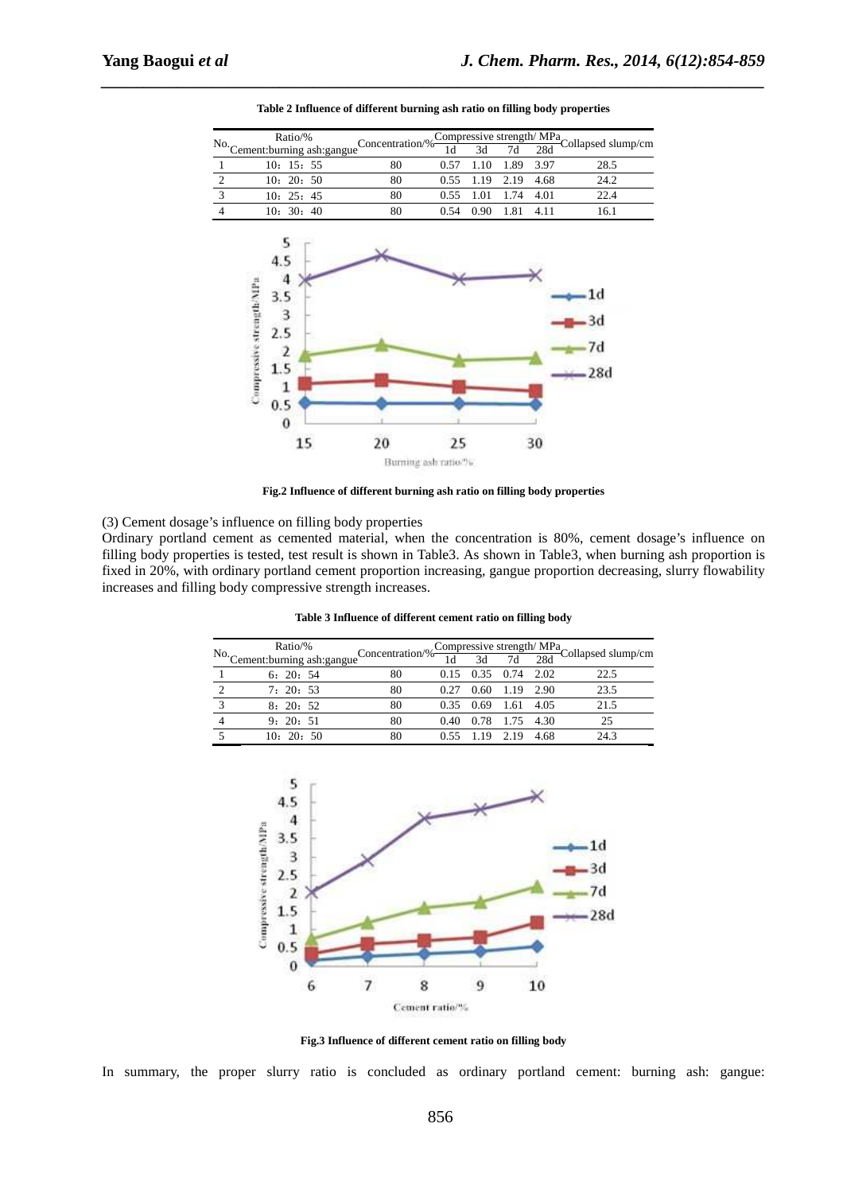Table 2 Influence of different burning ash ratio on filling body properties

| No. | Ratio/% Cement:burning ash:gangue | Concentration/% | Compressive strength/ MPa 1d | 3d | 7d | 28d | Collapsed slump/cm |
|---|---|---|---|---|---|---|---|
| 1 | 10：15：55 | 80 | 0.57 | 1.10 | 1.89 | 3.97 | 28.5 |
| 2 | 10：20：50 | 80 | 0.55 | 1.19 | 2.19 | 4.68 | 24.2 |
| 3 | 10：25：45 | 80 | 0.55 | 1.01 | 1.74 | 4.01 | 22.4 |
| 4 | 10：30：40 | 80 | 0.54 | 0.90 | 1.81 | 4.11 | 16.1 |

Fig.2 Influence of different burning ash ratio on filling body properties

(3) Cement dosage's influence on filling body properties

Ordinary portland cement as cemented material, when the concentration is 80%, cement dosage's influence on filling body properties is tested, test result is shown in Table3. As shown in Table3, when burning ash proportion is fixed in 20%, with ordinary portland cement proportion increasing, gangue proportion decreasing, slurry flowability increases and filling body compressive strength increases.

Table 3 Influence of different cement ratio on filling body

| No. | Ratio/% Cement:burning ash:gangue | Concentration/% | Compressive strength/ MPa 1d | 3d | 7d | 28d | Collapsed slump/cm |
|---|---|---|---|---|---|---|---|
| 1 | 6：20：54 | 80 | 0.15 | 0.35 | 0.74 | 2.02 | 22.5 |
| 2 | 7：20：53 | 80 | 0.27 | 0.60 | 1.19 | 2.90 | 23.5 |
| 3 | 8：20：52 | 80 | 0.35 | 0.69 | 1.61 | 4.05 | 21.5 |
| 4 | 9：20：51 | 80 | 0.40 | 0.78 | 1.75 | 4.30 | 25 |
| 5 | 10：20：50 | 80 | 0.55 | 1.19 | 2.19 | 4.68 | 24.3 |

Fig.3 Influence of different cement ratio on filling body

In summary, the proper slurry ratio is concluded as ordinary portland cement: burning ash: gangue: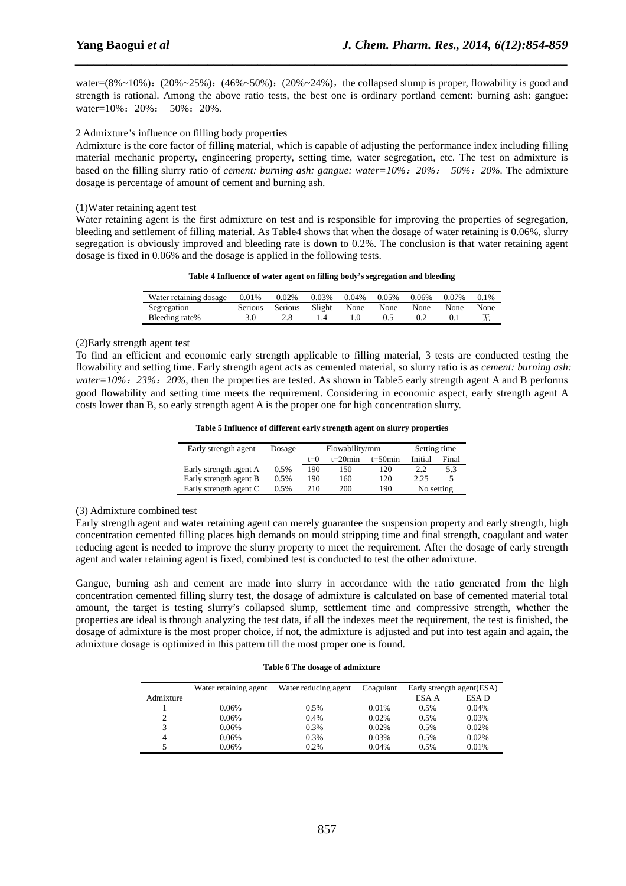water=(8%~10%)：(20%~25%)：(46%~50%)：(20%~24%)，the collapsed slump is proper, flowability is good and strength is rational. Among the above ratio tests, the best one is ordinary portland cement: burning ash: gangue: water=10%：20%： 50%：20%.

2 Admixture's influence on filling body properties

Admixture is the core factor of filling material, which is capable of adjusting the performance index including filling material mechanic property, engineering property, setting time, water segregation, etc. The test on admixture is based on the filling slurry ratio of *cement: burning ash: gangue: water=10%：20%： 50%：20%.* The admixture dosage is percentage of amount of cement and burning ash.

(1)Water retaining agent test

Water retaining agent is the first admixture on test and is responsible for improving the properties of segregation, bleeding and settlement of filling material. As Table4 shows that when the dosage of water retaining is 0.06%, slurry segregation is obviously improved and bleeding rate is down to 0.2%. The conclusion is that water retaining agent dosage is fixed in 0.06% and the dosage is applied in the following tests.

**Table 4 Influence of water agent on filling body's segregation and bleeding**

| Water retaining dosage | 0.01% | 0.02% | 0.03% | 0.04% | 0.05% | 0.06% | 0.07% | 0.1% |
|---|---|---|---|---|---|---|---|---|
| Segregation | Serious | Serious | Slight | None | None | None | None | None |
| Bleeding rate% | 3.0 | 2.8 | 1.4 | 1.0 | 0.5 | 0.2 | 0.1 | 无 |

(2)Early strength agent test

To find an efficient and economic early strength applicable to filling material, 3 tests are conducted testing the flowability and setting time. Early strength agent acts as cemented material, so slurry ratio is as *cement: burning ash: water=10%：23%：20%,* then the properties are tested. As shown in Table5 early strength agent A and B performs good flowability and setting time meets the requirement. Considering in economic aspect, early strength agent A costs lower than B, so early strength agent A is the proper one for high concentration slurry.

**Table 5 Influence of different early strength agent on slurry properties**

| Early strength agent | Dosage | Flowability/mm | | | Setting time | |
|---|---|---|---|---|---|---|
| | | t=0 | t=20min | t=50min | Initial | Final |
| Early strength agent A | 0.5% | 190 | 150 | 120 | 2.2 | 5.3 |
| Early strength agent B | 0.5% | 190 | 160 | 120 | 2.25 | 5 |
| Early strength agent C | 0.5% | 210 | 200 | 190 | No setting | |

(3) Admixture combined test

Early strength agent and water retaining agent can merely guarantee the suspension property and early strength, high concentration cemented filling places high demands on mould stripping time and final strength, coagulant and water reducing agent is needed to improve the slurry property to meet the requirement. After the dosage of early strength agent and water retaining agent is fixed, combined test is conducted to test the other admixture.

Gangue, burning ash and cement are made into slurry in accordance with the ratio generated from the high concentration cemented filling slurry test, the dosage of admixture is calculated on base of cemented material total amount, the target is testing slurry's collapsed slump, settlement time and compressive strength, whether the properties are ideal is through analyzing the test data, if all the indexes meet the requirement, the test is finished, the dosage of admixture is the most proper choice, if not, the admixture is adjusted and put into test again and again, the admixture dosage is optimized in this pattern till the most proper one is found.

**Table 6 The dosage of admixture**

| | Water retaining agent | Water reducing agent | Coagulant | Early strength agent(ESA) | |
|---|---|---|---|---|---|
| Admixture | | | | ESA A | ESA D |
| 1 | 0.06% | 0.5% | 0.01% | 0.5% | 0.04% |
| 2 | 0.06% | 0.4% | 0.02% | 0.5% | 0.03% |
| 3 | 0.06% | 0.3% | 0.02% | 0.5% | 0.02% |
| 4 | 0.06% | 0.3% | 0.03% | 0.5% | 0.02% |
| 5 | 0.06% | 0.2% | 0.04% | 0.5% | 0.01% |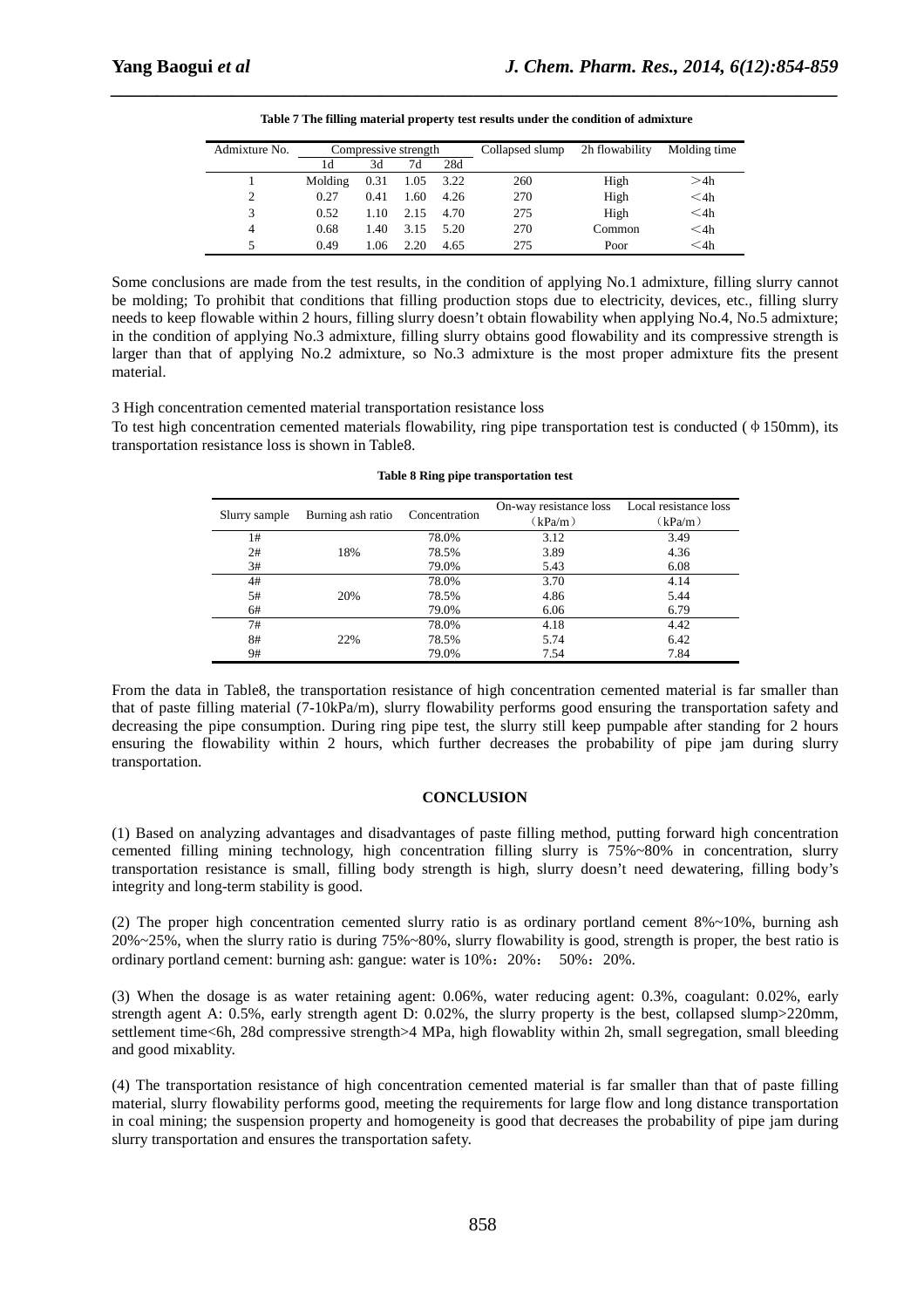**Table 7 The filling material property test results under the condition of admixture**

| Admixture No. | Compressive strength | | | | Collapsed slump | 2h flowability | Molding time |
|---|---|---|---|---|---|---|---|
| | 1d | 3d | 7d | 28d | | | |
| 1 | Molding | 0.31 | 1.05 | 3.22 | 260 | High | ＞4h |
| 2 | 0.27 | 0.41 | 1.60 | 4.26 | 270 | High | ＜4h |
| 3 | 0.52 | 1.10 | 2.15 | 4.70 | 275 | High | ＜4h |
| 4 | 0.68 | 1.40 | 3.15 | 5.20 | 270 | Common | ＜4h |
| 5 | 0.49 | 1.06 | 2.20 | 4.65 | 275 | Poor | ＜4h |

Some conclusions are made from the test results, in the condition of applying No.1 admixture, filling slurry cannot be molding; To prohibit that conditions that filling production stops due to electricity, devices, etc., filling slurry needs to keep flowable within 2 hours, filling slurry doesn't obtain flowability when applying No.4, No.5 admixture; in the condition of applying No.3 admixture, filling slurry obtains good flowability and its compressive strength is larger than that of applying No.2 admixture, so No.3 admixture is the most proper admixture fits the present material.

3 High concentration cemented material transportation resistance loss

To test high concentration cemented materials flowability, ring pipe transportation test is conducted (ф150mm), its transportation resistance loss is shown in Table8.

**Table 8 Ring pipe transportation test**

| Slurry sample | Burning ash ratio | Concentration | On-way resistance loss （kPa/m） | Local resistance loss （kPa/m） |
|---|---|---|---|---|
| 1# | 18% | 78.0% | 3.12 | 3.49 |
| 2# | | 78.5% | 3.89 | 4.36 |
| 3# | | 79.0% | 5.43 | 6.08 |
| 4# | 20% | 78.0% | 3.70 | 4.14 |
| 5# | | 78.5% | 4.86 | 5.44 |
| 6# | | 79.0% | 6.06 | 6.79 |
| 7# | 22% | 78.0% | 4.18 | 4.42 |
| 8# | | 78.5% | 5.74 | 6.42 |
| 9# | | 79.0% | 7.54 | 7.84 |

From the data in Table8, the transportation resistance of high concentration cemented material is far smaller than that of paste filling material (7-10kPa/m), slurry flowability performs good ensuring the transportation safety and decreasing the pipe consumption. During ring pipe test, the slurry still keep pumpable after standing for 2 hours ensuring the flowability within 2 hours, which further decreases the probability of pipe jam during slurry transportation.

## CONCLUSION

(1) Based on analyzing advantages and disadvantages of paste filling method, putting forward high concentration cemented filling mining technology, high concentration filling slurry is 75%~80% in concentration, slurry transportation resistance is small, filling body strength is high, slurry doesn't need dewatering, filling body's integrity and long-term stability is good.

(2) The proper high concentration cemented slurry ratio is as ordinary portland cement 8%~10%, burning ash 20%~25%, when the slurry ratio is during 75%~80%, slurry flowability is good, strength is proper, the best ratio is ordinary portland cement: burning ash: gangue: water is 10%：20%： 50%：20%.

(3) When the dosage is as water retaining agent: 0.06%, water reducing agent: 0.3%, coagulant: 0.02%, early strength agent A: 0.5%, early strength agent D: 0.02%, the slurry property is the best, collapsed slump>220mm, settlement time<6h, 28d compressive strength>4 MPa, high flowablity within 2h, small segregation, small bleeding and good mixablity.

(4) The transportation resistance of high concentration cemented material is far smaller than that of paste filling material, slurry flowability performs good, meeting the requirements for large flow and long distance transportation in coal mining; the suspension property and homogeneity is good that decreases the probability of pipe jam during slurry transportation and ensures the transportation safety.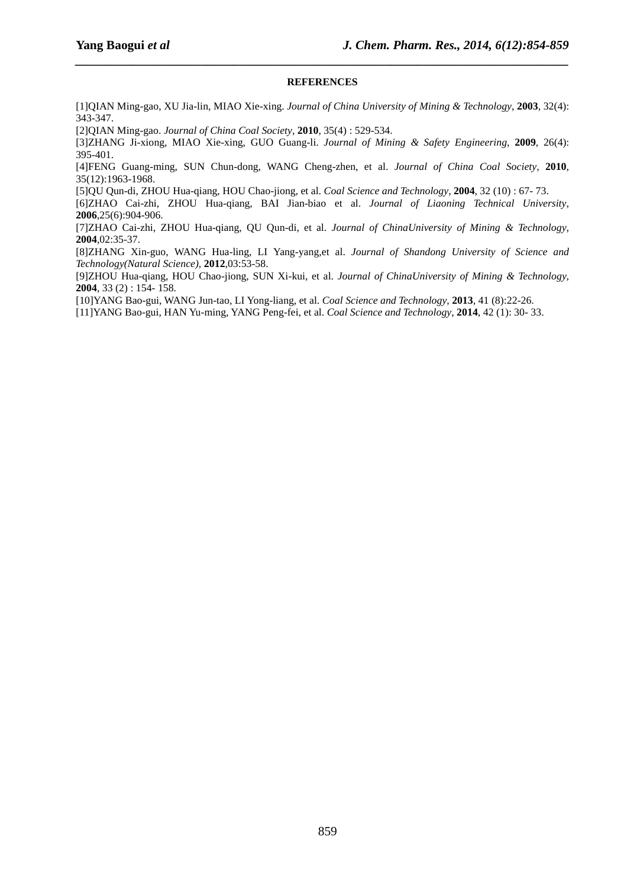## REFERENCES

[1]QIAN Ming-gao, XU Jia-lin, MIAO Xie-xing. *Journal of China University of Mining & Technology*, **2003**, 32(4): 343-347.

[2]QIAN Ming-gao. *Journal of China Coal Society*, **2010**, 35(4) : 529-534.

[3]ZHANG Ji-xiong, MIAO Xie-xing, GUO Guang-li. *Journal of Mining & Safety Engineering*, **2009**, 26(4): 395-401.

[4]FENG Guang-ming, SUN Chun-dong, WANG Cheng-zhen, et al. *Journal of China Coal Society*, **2010**, 35(12):1963-1968.

[5]QU Qun-di, ZHOU Hua-qiang, HOU Chao-jiong, et al. *Coal Science and Technology*, **2004**, 32 (10) : 67- 73.

[6]ZHAO Cai-zhi, ZHOU Hua-qiang, BAI Jian-biao et al. *Journal of Liaoning Technical University*, **2006**,25(6):904-906.

[7]ZHAO Cai-zhi, ZHOU Hua-qiang, QU Qun-di, et al. *Journal of ChinaUniversity of Mining & Technology*, **2004**,02:35-37.

[8]ZHANG Xin-guo, WANG Hua-ling, LI Yang-yang,et al. *Journal of Shandong University of Science and Technology(Natural Science)*, **2012**,03:53-58.

[9]ZHOU Hua-qiang, HOU Chao-jiong, SUN Xi-kui, et al. *Journal of ChinaUniversity of Mining & Technology*, **2004**, 33 (2) : 154- 158.

[10]YANG Bao-gui, WANG Jun-tao, LI Yong-liang, et al. *Coal Science and Technology*, **2013**, 41 (8):22-26.

[11]YANG Bao-gui, HAN Yu-ming, YANG Peng-fei, et al. *Coal Science and Technology*, **2014**, 42 (1): 30- 33.